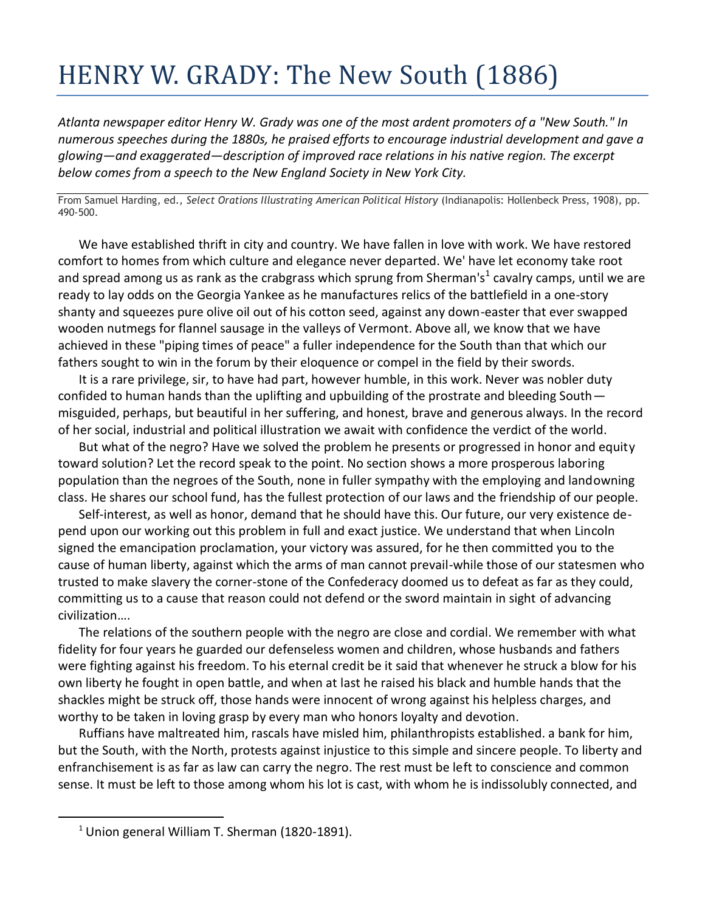# HENRY W. GRADY: The New South (1886)

*Atlanta newspaper editor Henry W. Grady was one of the most ardent promoters of a "New South." In numerous speeches during the 1880s, he praised efforts to encourage industrial development and gave a glowing—and exaggerated—description of improved race relations in his native region. The excerpt below comes from a speech to the New England Society in New York City.*

From Samuel Harding, ed., *Select Orations Illustrating American Political History* (Indianapolis: Hollenbeck Press, 1908), pp. 490-500.

We have established thrift in city and country. We have fallen in love with work. We have restored comfort to homes from which culture and elegance never departed. We' have let economy take root and spread among us as rank as the crabgrass which sprung from Sherman's[1] cavalry camps, until we are ready to lay odds on the Georgia Yankee as he manufactures relics of the battlefield in a one-story shanty and squeezes pure olive oil out of his cotton seed, against any down-easter that ever swapped wooden nutmegs for flannel sausage in the valleys of Vermont. Above all, we know that we have achieved in these "piping times of peace" a fuller independence for the South than that which our fathers sought to win in the forum by their eloquence or compel in the field by their swords.

It is a rare privilege, sir, to have had part, however humble, in this work. Never was nobler duty confided to human hands than the uplifting and upbuilding of the prostrate and bleeding South—misguided, perhaps, but beautiful in her suffering, and honest, brave and generous always. In the record of her social, industrial and political illustration we await with confidence the verdict of the world.

But what of the negro? Have we solved the problem he presents or progressed in honor and equity toward solution? Let the record speak to the point. No section shows a more prosperous laboring population than the negroes of the South, none in fuller sympathy with the employing and landowning class. He shares our school fund, has the fullest protection of our laws and the friendship of our people.

Self-interest, as well as honor, demand that he should have this. Our future, our very existence depend upon our working out this problem in full and exact justice. We understand that when Lincoln signed the emancipation proclamation, your victory was assured, for he then committed you to the cause of human liberty, against which the arms of man cannot prevail-while those of our statesmen who trusted to make slavery the corner-stone of the Confederacy doomed us to defeat as far as they could, committing us to a cause that reason could not defend or the sword maintain in sight of advancing civilization….

The relations of the southern people with the negro are close and cordial. We remember with what fidelity for four years he guarded our defenseless women and children, whose husbands and fathers were fighting against his freedom. To his eternal credit be it said that whenever he struck a blow for his own liberty he fought in open battle, and when at last he raised his black and humble hands that the shackles might be struck off, those hands were innocent of wrong against his helpless charges, and worthy to be taken in loving grasp by every man who honors loyalty and devotion.

Ruffians have maltreated him, rascals have misled him, philanthropists established. a bank for him, but the South, with the North, protests against injustice to this simple and sincere people. To liberty and enfranchisement is as far as law can carry the negro. The rest must be left to conscience and common sense. It must be left to those among whom his lot is cast, with whom he is indissolubly connected, and

[1] Union general William T. Sherman (1820-1891).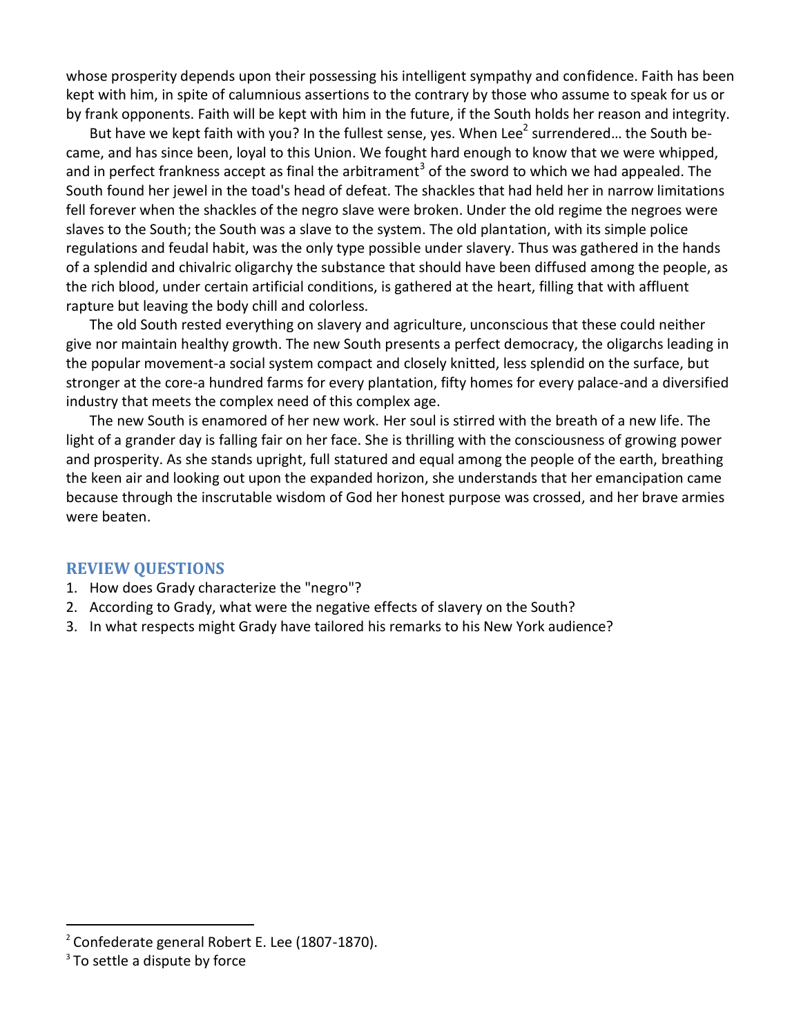whose prosperity depends upon their possessing his intelligent sympathy and confidence. Faith has been kept with him, in spite of calumnious assertions to the contrary by those who assume to speak for us or by frank opponents. Faith will be kept with him in the future, if the South holds her reason and integrity.

But have we kept faith with you? In the fullest sense, yes. When Lee[2] surrendered… the South became, and has since been, loyal to this Union. We fought hard enough to know that we were whipped, and in perfect frankness accept as final the arbitrament[3] of the sword to which we had appealed. The South found her jewel in the toad's head of defeat. The shackles that had held her in narrow limitations fell forever when the shackles of the negro slave were broken. Under the old regime the negroes were slaves to the South; the South was a slave to the system. The old plantation, with its simple police regulations and feudal habit, was the only type possible under slavery. Thus was gathered in the hands of a splendid and chivalric oligarchy the substance that should have been diffused among the people, as the rich blood, under certain artificial conditions, is gathered at the heart, filling that with affluent rapture but leaving the body chill and colorless.

The old South rested everything on slavery and agriculture, unconscious that these could neither give nor maintain healthy growth. The new South presents a perfect democracy, the oligarchs leading in the popular movement-a social system compact and closely knitted, less splendid on the surface, but stronger at the core-a hundred farms for every plantation, fifty homes for every palace-and a diversified industry that meets the complex need of this complex age.

The new South is enamored of her new work. Her soul is stirred with the breath of a new life. The light of a grander day is falling fair on her face. She is thrilling with the consciousness of growing power and prosperity. As she stands upright, full statured and equal among the people of the earth, breathing the keen air and looking out upon the expanded horizon, she understands that her emancipation came because through the inscrutable wisdom of God her honest purpose was crossed, and her brave armies were beaten.

## REVIEW QUESTIONS

1. How does Grady characterize the "negro"?
2. According to Grady, what were the negative effects of slavery on the South?
3. In what respects might Grady have tailored his remarks to his New York audience?

[2] Confederate general Robert E. Lee (1807-1870).

[3] To settle a dispute by force